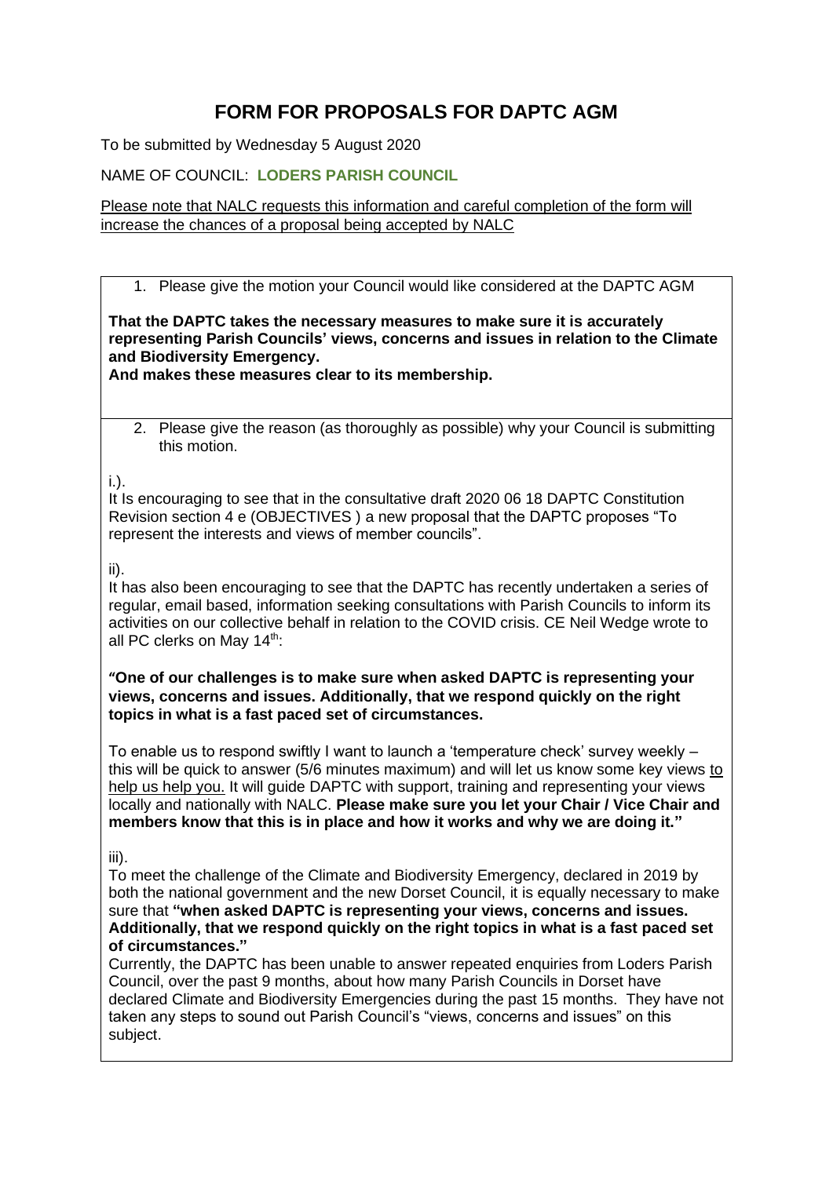# FORM FOR PROPOSALS FOR DAPTC AGM

To be submitted by Wednesday 5 August 2020

NAME OF COUNCIL: **LODERS PARISH COUNCIL**

Please note that NALC requests this information and careful completion of the form will increase the chances of a proposal being accepted by NALC

1. Please give the motion your Council would like considered at the DAPTC AGM

**That the DAPTC takes the necessary measures to make sure it is accurately representing Parish Councils' views, concerns and issues in relation to the Climate and Biodiversity Emergency.**
**And makes these measures clear to its membership.**

2. Please give the reason (as thoroughly as possible) why your Council is submitting this motion.

i.).
It Is encouraging to see that in the consultative draft 2020 06 18 DAPTC Constitution Revision section 4 e (OBJECTIVES ) a new proposal that the DAPTC proposes "To represent the interests and views of member councils".

ii).
It has also been encouraging to see that the DAPTC has recently undertaken a series of regular, email based, information seeking consultations with Parish Councils to inform its activities on our collective behalf in relation to the COVID crisis. CE Neil Wedge wrote to all PC clerks on May 14th:

**"One of our challenges is to make sure when asked DAPTC is representing your views, concerns and issues. Additionally, that we respond quickly on the right topics in what is a fast paced set of circumstances.**

To enable us to respond swiftly I want to launch a 'temperature check' survey weekly – this will be quick to answer (5/6 minutes maximum) and will let us know some key views to help us help you. It will guide DAPTC with support, training and representing your views locally and nationally with NALC. **Please make sure you let your Chair / Vice Chair and members know that this is in place and how it works and why we are doing it."**

iii).
To meet the challenge of the Climate and Biodiversity Emergency, declared in 2019 by both the national government and the new Dorset Council, it is equally necessary to make sure that **"when asked DAPTC is representing your views, concerns and issues. Additionally, that we respond quickly on the right topics in what is a fast paced set of circumstances."**
Currently, the DAPTC has been unable to answer repeated enquiries from Loders Parish Council, over the past 9 months, about how many Parish Councils in Dorset have declared Climate and Biodiversity Emergencies during the past 15 months. They have not taken any steps to sound out Parish Council's "views, concerns and issues" on this subject.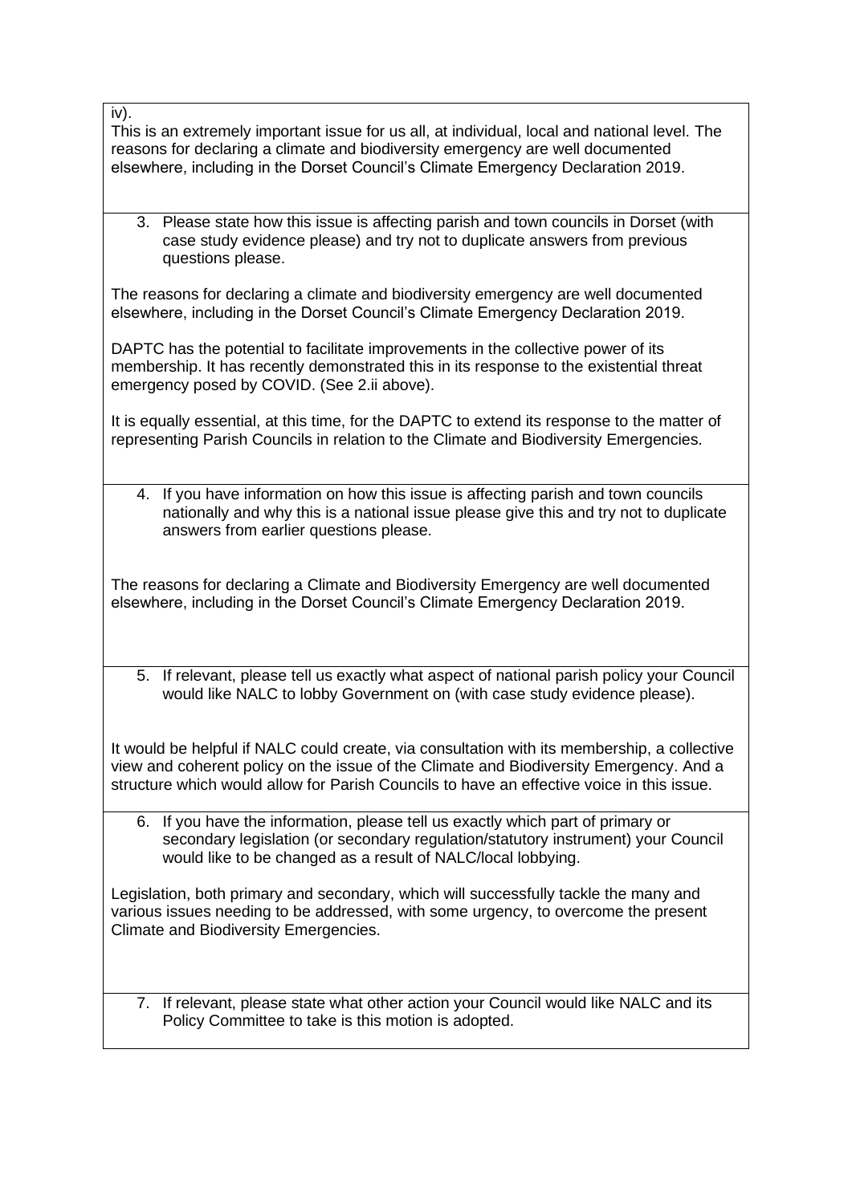iv).

This is an extremely important issue for us all, at individual, local and national level. The reasons for declaring a climate and biodiversity emergency are well documented elsewhere, including in the Dorset Council's Climate Emergency Declaration 2019.

3. Please state how this issue is affecting parish and town councils in Dorset (with case study evidence please) and try not to duplicate answers from previous questions please.

The reasons for declaring a climate and biodiversity emergency are well documented elsewhere, including in the Dorset Council's Climate Emergency Declaration 2019.

DAPTC has the potential to facilitate improvements in the collective power of its membership. It has recently demonstrated this in its response to the existential threat emergency posed by COVID. (See 2.ii above).

It is equally essential, at this time, for the DAPTC to extend its response to the matter of representing Parish Councils in relation to the Climate and Biodiversity Emergencies.

4. If you have information on how this issue is affecting parish and town councils nationally and why this is a national issue please give this and try not to duplicate answers from earlier questions please.

The reasons for declaring a Climate and Biodiversity Emergency are well documented elsewhere, including in the Dorset Council's Climate Emergency Declaration 2019.

5. If relevant, please tell us exactly what aspect of national parish policy your Council would like NALC to lobby Government on (with case study evidence please).

It would be helpful if NALC could create, via consultation with its membership, a collective view and coherent policy on the issue of the Climate and Biodiversity Emergency. And a structure which would allow for Parish Councils to have an effective voice in this issue.

6. If you have the information, please tell us exactly which part of primary or secondary legislation (or secondary regulation/statutory instrument) your Council would like to be changed as a result of NALC/local lobbying.

Legislation, both primary and secondary, which will successfully tackle the many and various issues needing to be addressed, with some urgency, to overcome the present Climate and Biodiversity Emergencies.

7. If relevant, please state what other action your Council would like NALC and its Policy Committee to take is this motion is adopted.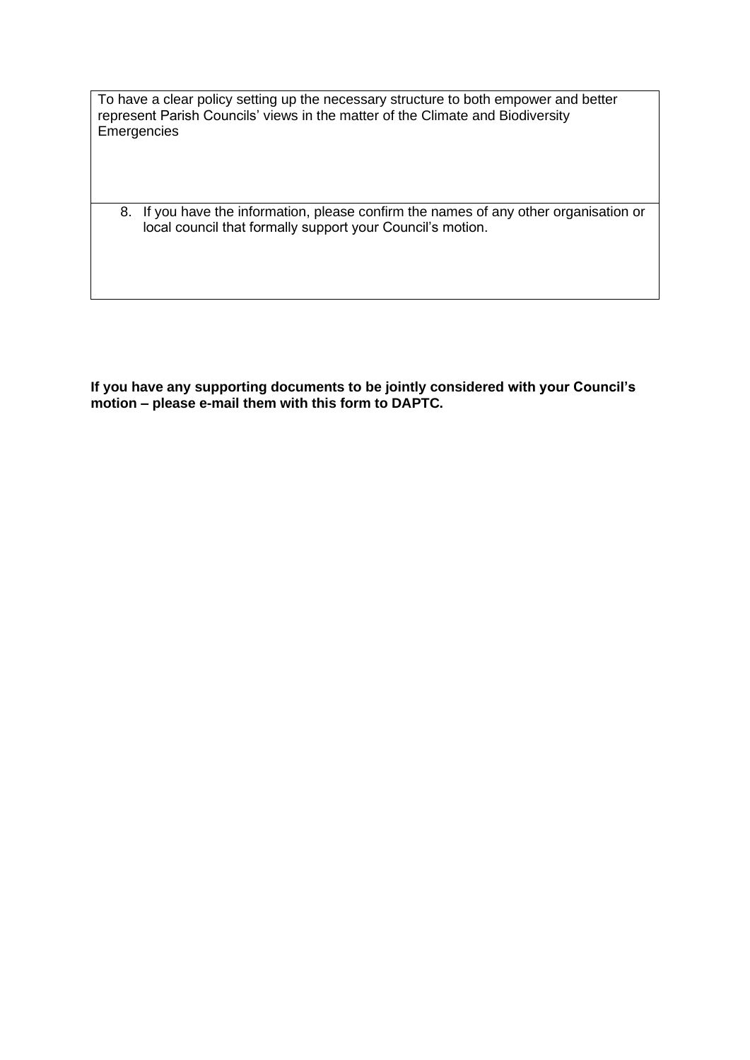To have a clear policy setting up the necessary structure to both empower and better represent Parish Councils' views in the matter of the Climate and Biodiversity Emergencies

8. If you have the information, please confirm the names of any other organisation or local council that formally support your Council's motion.

**If you have any supporting documents to be jointly considered with your Council's motion – please e-mail them with this form to DAPTC.**